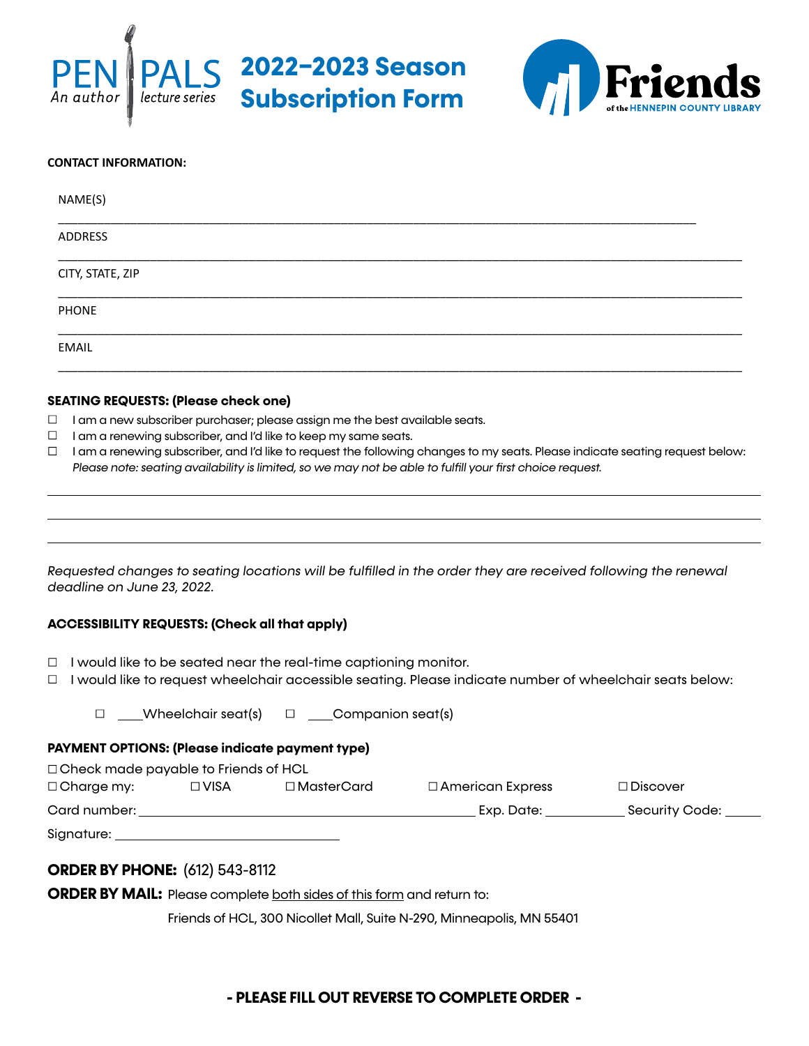PEN PALS An author lecture series

# 2022–2023 Season Subscription Form

Friends of the HENNEPIN COUNTY LIBRARY

**CONTACT INFORMATION:**

NAME(S) ___________________________________________

ADDRESS ___________________________________________

CITY, STATE, ZIP ___________________________________________

PHONE ___________________________________________

EMAIL ___________________________________________

**SEATING REQUESTS: (Please check one)**

☐ I am a new subscriber purchaser; please assign me the best available seats.
☐ I am a renewing subscriber, and I'd like to keep my same seats.
☐ I am a renewing subscriber, and I'd like to request the following changes to my seats. Please indicate seating request below:
*Please note: seating availability is limited, so we may not be able to fulfill your first choice request.*

___________________________________________

___________________________________________

___________________________________________

*Requested changes to seating locations will be fulfilled in the order they are received following the renewal deadline on June 23, 2022.*

**ACCESSIBILITY REQUESTS: (Check all that apply)**

☐ I would like to be seated near the real-time captioning monitor.
☐ I would like to request wheelchair accessible seating. Please indicate number of wheelchair seats below:

☐ ____Wheelchair seat(s) ☐ ____Companion seat(s)

**PAYMENT OPTIONS: (Please indicate payment type)**

☐ Check made payable to Friends of HCL
☐ Charge my: ☐ VISA ☐ MasterCard ☐ American Express ☐ Discover

Card number: ______________________ Exp. Date: __________ Security Code: _____

Signature: ______________________

**ORDER BY PHONE:** (612) 543-8112

**ORDER BY MAIL:** Please complete both sides of this form and return to:

Friends of HCL, 300 Nicollet Mall, Suite N-290, Minneapolis, MN 55401

**- PLEASE FILL OUT REVERSE TO COMPLETE ORDER -**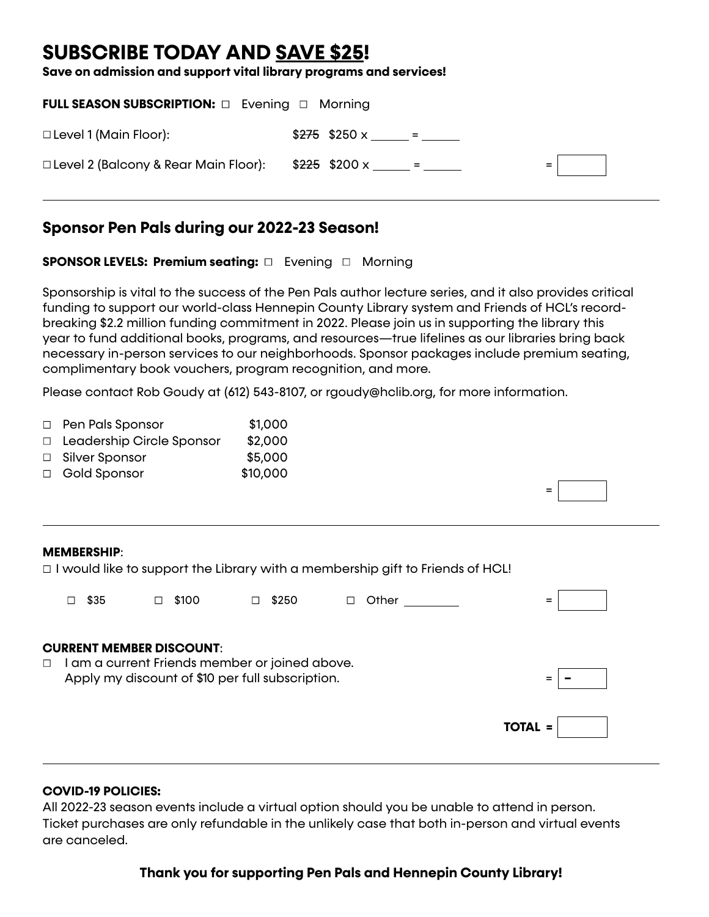# SUBSCRIBE TODAY AND SAVE $25!

**Save on admission and support vital library programs and services!**

**FULL SEASON SUBSCRIPTION:** ☐ Evening ☐ Morning

☐ Level 1 (Main Floor): ~~$275~~ $250 x ______ = ______

☐ Level 2 (Balcony & Rear Main Floor): ~~$225~~ $200 x ______ = ______ = ______

---

## Sponsor Pen Pals during our 2022-23 Season!

**SPONSOR LEVELS: Premium seating:** ☐ Evening ☐ Morning

Sponsorship is vital to the success of the Pen Pals author lecture series, and it also provides critical funding to support our world-class Hennepin County Library system and Friends of HCL's record-breaking $2.2 million funding commitment in 2022. Please join us in supporting the library this year to fund additional books, programs, and resources—true lifelines as our libraries bring back necessary in-person services to our neighborhoods. Sponsor packages include premium seating, complimentary book vouchers, program recognition, and more.

Please contact Rob Goudy at (612) 543-8107, or rgoudy@hclib.org, for more information.

- ☐ Pen Pals Sponsor $1,000
- ☐ Leadership Circle Sponsor $2,000
- ☐ Silver Sponsor $5,000
- ☐ Gold Sponsor $10,000

= ______

---

**MEMBERSHIP**:

☐ I would like to support the Library with a membership gift to Friends of HCL!

☐ $35 ☐ $100 ☐ $250 ☐ Other ______ = ______

**CURRENT MEMBER DISCOUNT**:

☐ I am a current Friends member or joined above.
Apply my discount of $10 per full subscription. = – ______

**TOTAL =** ______

---

**COVID-19 POLICIES:**

All 2022-23 season events include a virtual option should you be unable to attend in person. Ticket purchases are only refundable in the unlikely case that both in-person and virtual events are canceled.

**Thank you for supporting Pen Pals and Hennepin County Library!**